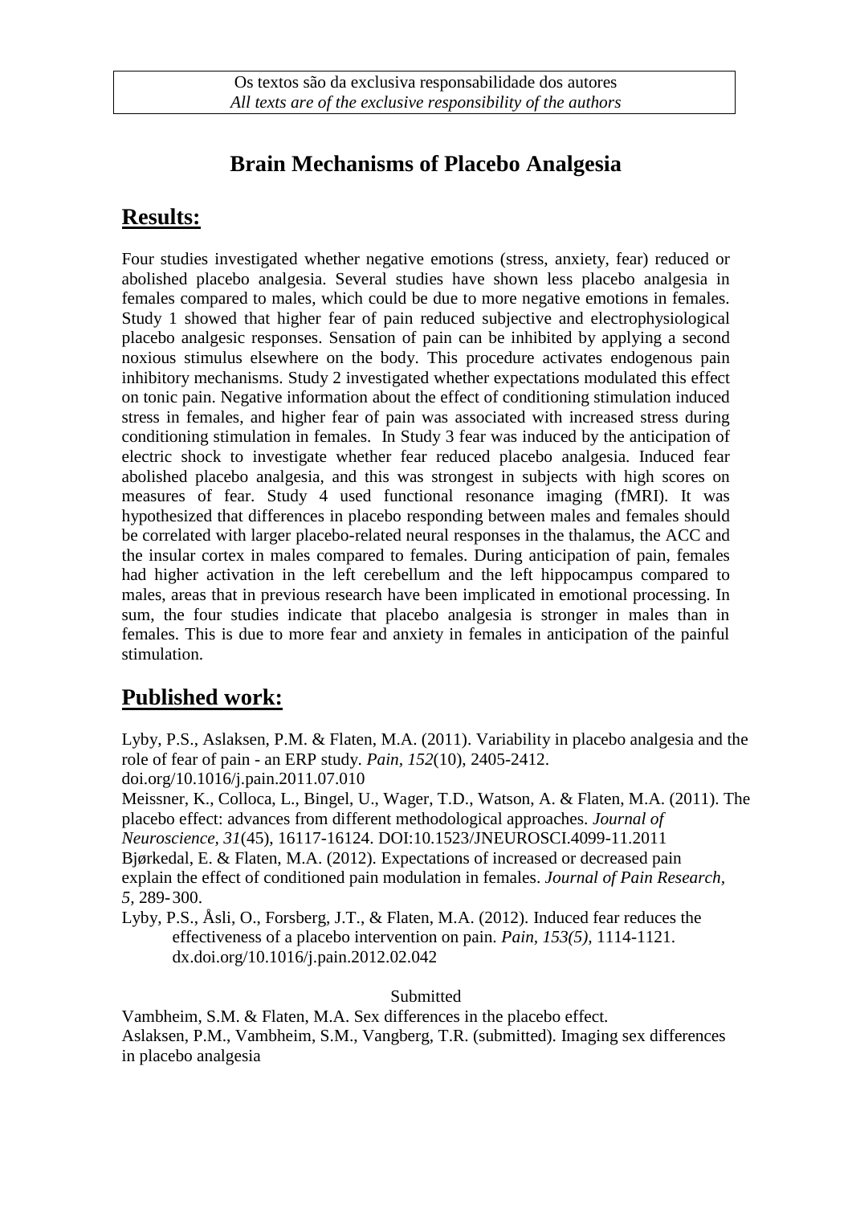Os textos são da exclusiva responsabilidade dos autores
*All texts are of the exclusive responsibility of the authors*

# Brain Mechanisms of Placebo Analgesia

## Results:

Four studies investigated whether negative emotions (stress, anxiety, fear) reduced or abolished placebo analgesia. Several studies have shown less placebo analgesia in females compared to males, which could be due to more negative emotions in females. Study 1 showed that higher fear of pain reduced subjective and electrophysiological placebo analgesic responses. Sensation of pain can be inhibited by applying a second noxious stimulus elsewhere on the body. This procedure activates endogenous pain inhibitory mechanisms. Study 2 investigated whether expectations modulated this effect on tonic pain. Negative information about the effect of conditioning stimulation induced stress in females, and higher fear of pain was associated with increased stress during conditioning stimulation in females. In Study 3 fear was induced by the anticipation of electric shock to investigate whether fear reduced placebo analgesia. Induced fear abolished placebo analgesia, and this was strongest in subjects with high scores on measures of fear. Study 4 used functional resonance imaging (fMRI). It was hypothesized that differences in placebo responding between males and females should be correlated with larger placebo-related neural responses in the thalamus, the ACC and the insular cortex in males compared to females. During anticipation of pain, females had higher activation in the left cerebellum and the left hippocampus compared to males, areas that in previous research have been implicated in emotional processing. In sum, the four studies indicate that placebo analgesia is stronger in males than in females. This is due to more fear and anxiety in females in anticipation of the painful stimulation.

## Published work:

Lyby, P.S., Aslaksen, P.M. & Flaten, M.A. (2011). Variability in placebo analgesia and the role of fear of pain - an ERP study. *Pain, 152*(10), 2405-2412. doi.org/10.1016/j.pain.2011.07.010

Meissner, K., Colloca, L., Bingel, U., Wager, T.D., Watson, A. & Flaten, M.A. (2011). The placebo effect: advances from different methodological approaches. *Journal of Neuroscience, 31*(45), 16117-16124. DOI:10.1523/JNEUROSCI.4099-11.2011

Bjørkedal, E. & Flaten, M.A. (2012). Expectations of increased or decreased pain explain the effect of conditioned pain modulation in females. *Journal of Pain Research, 5,* 289-300.

Lyby, P.S., Åsli, O., Forsberg, J.T., & Flaten, M.A. (2012). Induced fear reduces the effectiveness of a placebo intervention on pain. *Pain, 153(5),* 1114-1121. dx.doi.org/10.1016/j.pain.2012.02.042

Submitted

Vambheim, S.M. & Flaten, M.A. Sex differences in the placebo effect.

Aslaksen, P.M., Vambheim, S.M., Vangberg, T.R. (submitted). Imaging sex differences in placebo analgesia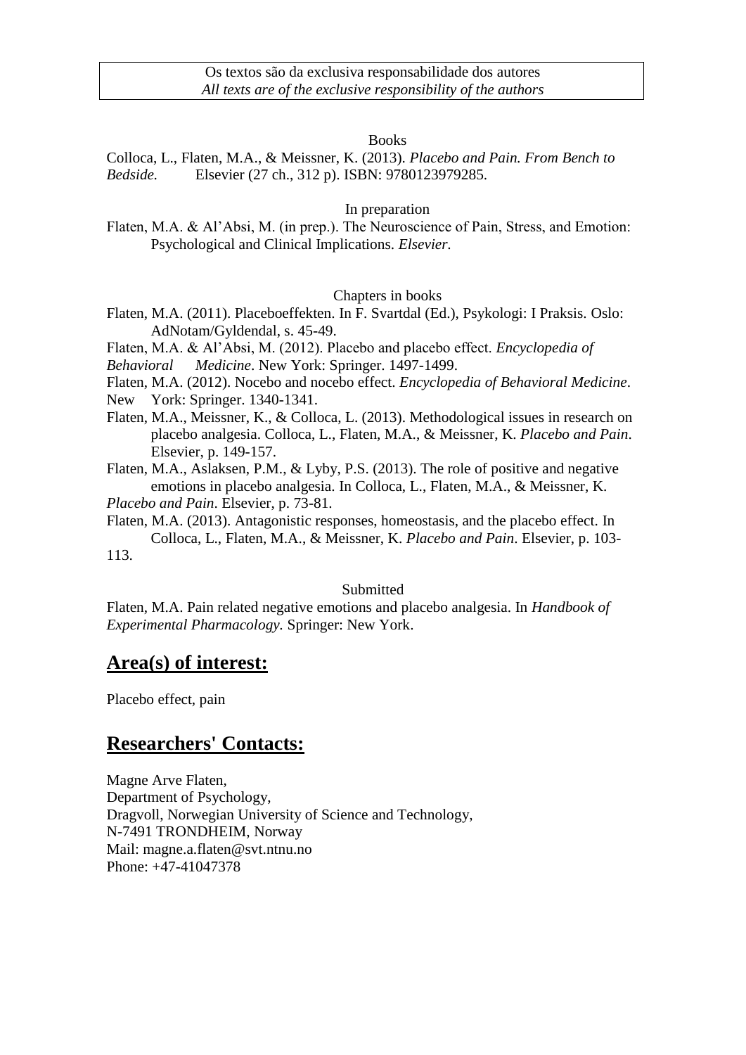Os textos são da exclusiva responsabilidade dos autores
*All texts are of the exclusive responsibility of the authors*

Books

Colloca, L., Flaten, M.A., & Meissner, K. (2013). *Placebo and Pain. From Bench to Bedside.* Elsevier (27 ch., 312 p). ISBN: 9780123979285.

In preparation

Flaten, M.A. & Al'Absi, M. (in prep.). The Neuroscience of Pain, Stress, and Emotion: Psychological and Clinical Implications. *Elsevier*.

Chapters in books

Flaten, M.A. (2011). Placeboeffekten. In F. Svartdal (Ed.), Psykologi: I Praksis. Oslo: AdNotam/Gyldendal, s. 45-49.

Flaten, M.A. & Al'Absi, M. (2012). Placebo and placebo effect. *Encyclopedia of Behavioral Medicine*. New York: Springer. 1497-1499.

Flaten, M.A. (2012). Nocebo and nocebo effect. *Encyclopedia of Behavioral Medicine*. New York: Springer. 1340-1341.

Flaten, M.A., Meissner, K., & Colloca, L. (2013). Methodological issues in research on placebo analgesia. Colloca, L., Flaten, M.A., & Meissner, K. *Placebo and Pain*. Elsevier, p. 149-157.

Flaten, M.A., Aslaksen, P.M., & Lyby, P.S. (2013). The role of positive and negative emotions in placebo analgesia. In Colloca, L., Flaten, M.A., & Meissner, K. *Placebo and Pain*. Elsevier, p. 73-81.

Flaten, M.A. (2013). Antagonistic responses, homeostasis, and the placebo effect. In Colloca, L., Flaten, M.A., & Meissner, K. *Placebo and Pain*. Elsevier, p. 103-113.

Submitted

Flaten, M.A. Pain related negative emotions and placebo analgesia. In *Handbook of Experimental Pharmacology.* Springer: New York.

## Area(s) of interest:

Placebo effect, pain

## Researchers' Contacts:

Magne Arve Flaten,
Department of Psychology,
Dragvoll, Norwegian University of Science and Technology,
N-7491 TRONDHEIM, Norway
Mail: magne.a.flaten@svt.ntnu.no
Phone: +47-41047378